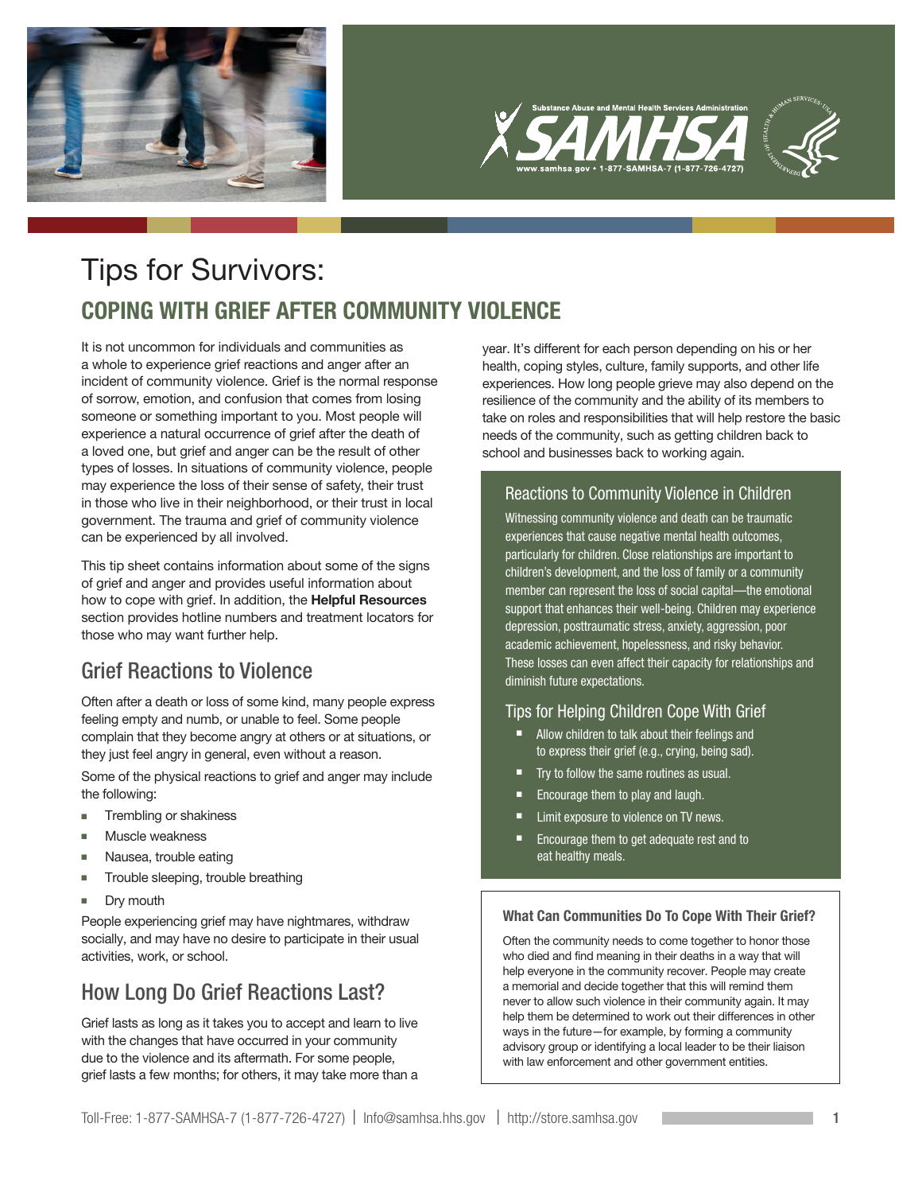# Tips for Survivors:

## COPING WITH GRIEF AFTER COMMUNITY VIOLENCE

It is not uncommon for individuals and communities as a whole to experience grief reactions and anger after an incident of community violence. Grief is the normal response of sorrow, emotion, and confusion that comes from losing someone or something important to you. Most people will experience a natural occurrence of grief after the death of a loved one, but grief and anger can be the result of other types of losses. In situations of community violence, people may experience the loss of their sense of safety, their trust in those who live in their neighborhood, or their trust in local government. The trauma and grief of community violence can be experienced by all involved.

This tip sheet contains information about some of the signs of grief and anger and provides useful information about how to cope with grief. In addition, the **Helpful Resources** section provides hotline numbers and treatment locators for those who may want further help.

## Grief Reactions to Violence

Often after a death or loss of some kind, many people express feeling empty and numb, or unable to feel. Some people complain that they become angry at others or at situations, or they just feel angry in general, even without a reason.

Some of the physical reactions to grief and anger may include the following:

- Trembling or shakiness
- Muscle weakness
- Nausea, trouble eating
- Trouble sleeping, trouble breathing
- Dry mouth

People experiencing grief may have nightmares, withdraw socially, and may have no desire to participate in their usual activities, work, or school.

## How Long Do Grief Reactions Last?

Grief lasts as long as it takes you to accept and learn to live with the changes that have occurred in your community due to the violence and its aftermath. For some people, grief lasts a few months; for others, it may take more than a year. It's different for each person depending on his or her health, coping styles, culture, family supports, and other life experiences. How long people grieve may also depend on the resilience of the community and the ability of its members to take on roles and responsibilities that will help restore the basic needs of the community, such as getting children back to school and businesses back to working again.

### Reactions to Community Violence in Children

Witnessing community violence and death can be traumatic experiences that cause negative mental health outcomes, particularly for children. Close relationships are important to children's development, and the loss of family or a community member can represent the loss of social capital—the emotional support that enhances their well-being. Children may experience depression, posttraumatic stress, anxiety, aggression, poor academic achievement, hopelessness, and risky behavior. These losses can even affect their capacity for relationships and diminish future expectations.

### Tips for Helping Children Cope With Grief

- Allow children to talk about their feelings and to express their grief (e.g., crying, being sad).
- Try to follow the same routines as usual.
- Encourage them to play and laugh.
- Limit exposure to violence on TV news.
- Encourage them to get adequate rest and to eat healthy meals.

### What Can Communities Do To Cope With Their Grief?

Often the community needs to come together to honor those who died and find meaning in their deaths in a way that will help everyone in the community recover. People may create a memorial and decide together that this will remind them never to allow such violence in their community again. It may help them be determined to work out their differences in other ways in the future—for example, by forming a community advisory group or identifying a local leader to be their liaison with law enforcement and other government entities.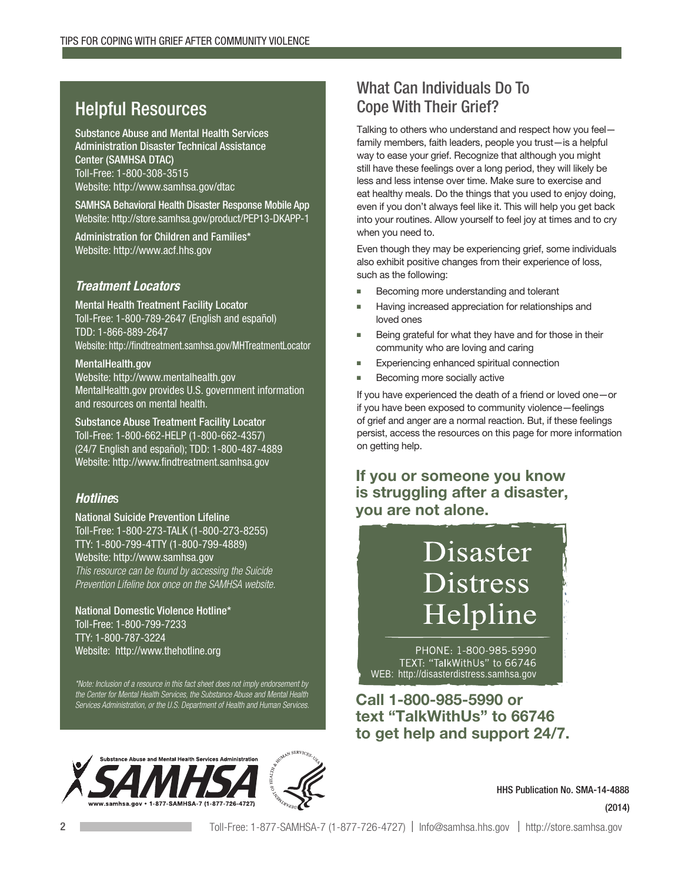## Helpful Resources

**Substance Abuse and Mental Health Services Administration Disaster Technical Assistance Center (SAMHSA DTAC)**
Toll-Free: 1-800-308-3515
Website: http://www.samhsa.gov/dtac

**SAMHSA Behavioral Health Disaster Response Mobile App**
Website: http://store.samhsa.gov/product/PEP13-DKAPP-1

**Administration for Children and Families***
Website: http://www.acf.hhs.gov

### *Treatment Locators*

**Mental Health Treatment Facility Locator**
Toll-Free: 1-800-789-2647 (English and español)
TDD: 1-866-889-2647
Website: http://findtreatment.samhsa.gov/MHTreatmentLocator

**MentalHealth.gov**
Website: http://www.mentalhealth.gov
MentalHealth.gov provides U.S. government information and resources on mental health.

**Substance Abuse Treatment Facility Locator**
Toll-Free: 1-800-662-HELP (1-800-662-4357) (24/7 English and español); TDD: 1-800-487-4889
Website: http://www.findtreatment.samhsa.gov

### *Hotlines*

**National Suicide Prevention Lifeline**
Toll-Free: 1-800-273-TALK (1-800-273-8255)
TTY: 1-800-799-4TTY (1-800-799-4889)
Website: http://www.samhsa.gov
*This resource can be found by accessing the Suicide Prevention Lifeline box once on the SAMHSA website.*

**National Domestic Violence Hotline***
Toll-Free: 1-800-799-7233
TTY: 1-800-787-3224
Website: http://www.thehotline.org

*\*Note: Inclusion of a resource in this fact sheet does not imply endorsement by the Center for Mental Health Services, the Substance Abuse and Mental Health Services Administration, or the U.S. Department of Health and Human Services.*

## What Can Individuals Do To Cope With Their Grief?

Talking to others who understand and respect how you feel—family members, faith leaders, people you trust—is a helpful way to ease your grief. Recognize that although you might still have these feelings over a long period, they will likely be less and less intense over time. Make sure to exercise and eat healthy meals. Do the things that you used to enjoy doing, even if you don't always feel like it. This will help you get back into your routines. Allow yourself to feel joy at times and to cry when you need to.

Even though they may be experiencing grief, some individuals also exhibit positive changes from their experience of loss, such as the following:

- Becoming more understanding and tolerant
- Having increased appreciation for relationships and loved ones
- Being grateful for what they have and for those in their community who are loving and caring
- Experiencing enhanced spiritual connection
- Becoming more socially active

If you have experienced the death of a friend or loved one—or if you have been exposed to community violence—feelings of grief and anger are a normal reaction. But, if these feelings persist, access the resources on this page for more information on getting help.

**If you or someone you know is struggling after a disaster, you are not alone.**

**Disaster Distress Helpline**

PHONE: 1-800-985-5990
TEXT: "TalkWithUs" to 66746
WEB: http://disasterdistress.samhsa.gov

**Call 1-800-985-5990 or text "TalkWithUs" to 66746 to get help and support 24/7.**

Substance Abuse and Mental Health Services Administration
SAMHSA
www.samhsa.gov • 1-877-SAMHSA-7 (1-877-726-4727)

HHS Publication No. SMA-14-4888
(2014)

Toll-Free: 1-877-SAMHSA-7 (1-877-726-4727) | Info@samhsa.hhs.gov | http://store.samhsa.gov